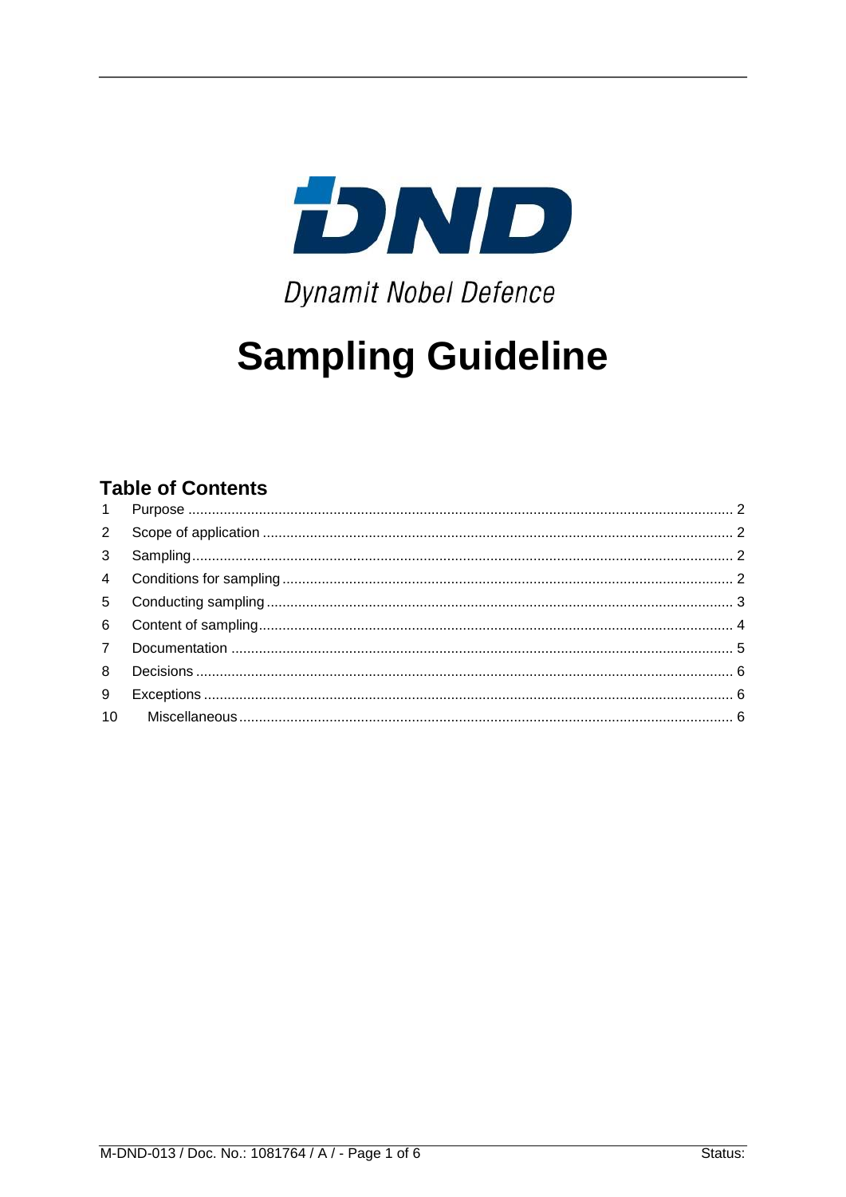DND

Dynamit Nobel Defence

# Sampling Guideline

## Table of Contents

| | | |
|---|---|---|
| 1 | Purpose | 2 |
| 2 | Scope of application | 2 |
| 3 | Sampling | 2 |
| 4 | Conditions for sampling | 2 |
| 5 | Conducting sampling | 3 |
| 6 | Content of sampling | 4 |
| 7 | Documentation | 5 |
| 8 | Decisions | 6 |
| 9 | Exceptions | 6 |
| 10 | Miscellaneous | 6 |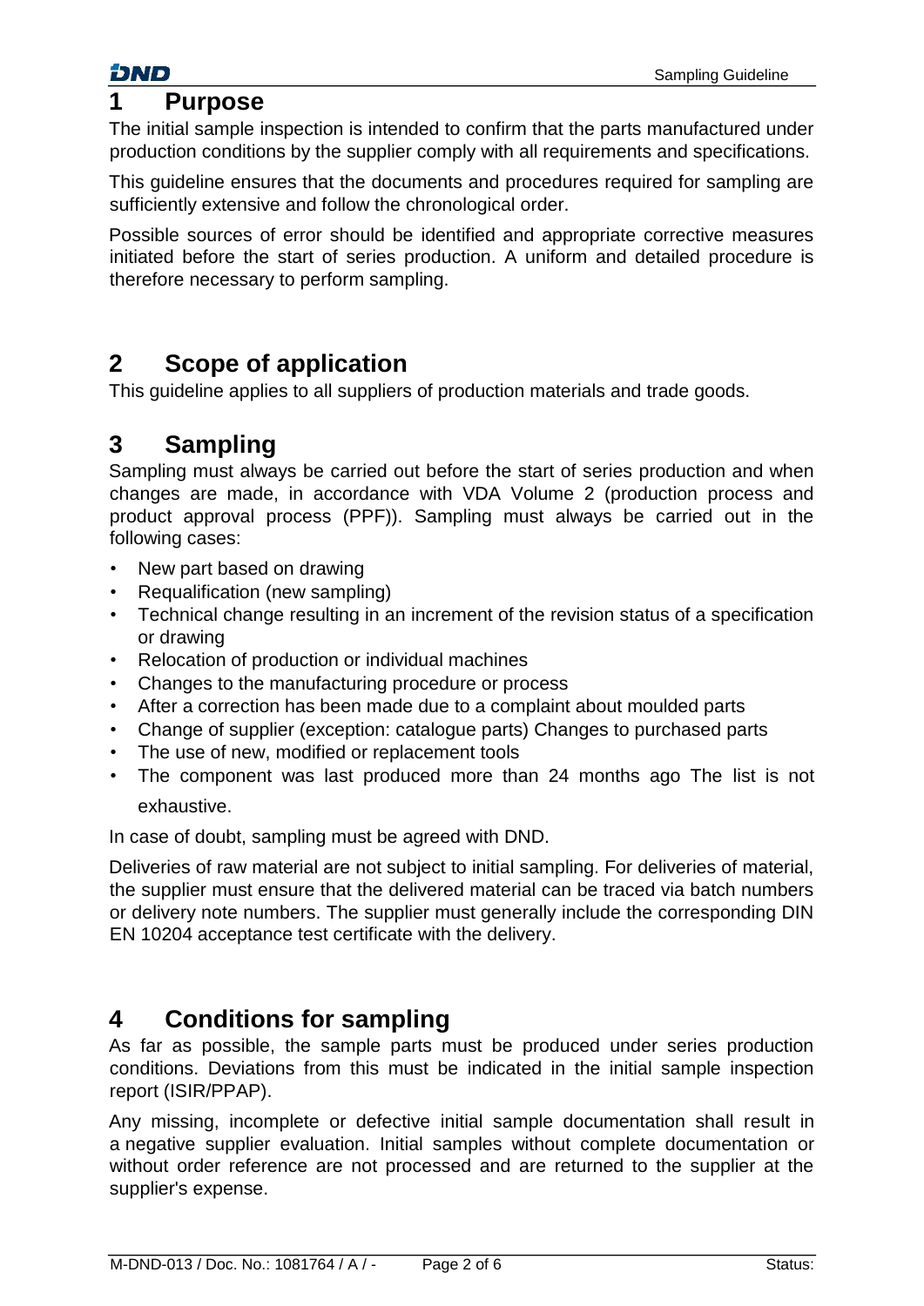# 1 Purpose

The initial sample inspection is intended to confirm that the parts manufactured under production conditions by the supplier comply with all requirements and specifications.

This guideline ensures that the documents and procedures required for sampling are sufficiently extensive and follow the chronological order.

Possible sources of error should be identified and appropriate corrective measures initiated before the start of series production. A uniform and detailed procedure is therefore necessary to perform sampling.

# 2 Scope of application

This guideline applies to all suppliers of production materials and trade goods.

# 3 Sampling

Sampling must always be carried out before the start of series production and when changes are made, in accordance with VDA Volume 2 (production process and product approval process (PPF)). Sampling must always be carried out in the following cases:

- New part based on drawing
- Requalification (new sampling)
- Technical change resulting in an increment of the revision status of a specification or drawing
- Relocation of production or individual machines
- Changes to the manufacturing procedure or process
- After a correction has been made due to a complaint about moulded parts
- Change of supplier (exception: catalogue parts) Changes to purchased parts
- The use of new, modified or replacement tools
- The component was last produced more than 24 months ago The list is not exhaustive.

In case of doubt, sampling must be agreed with DND.

Deliveries of raw material are not subject to initial sampling. For deliveries of material, the supplier must ensure that the delivered material can be traced via batch numbers or delivery note numbers. The supplier must generally include the corresponding DIN EN 10204 acceptance test certificate with the delivery.

# 4 Conditions for sampling

As far as possible, the sample parts must be produced under series production conditions. Deviations from this must be indicated in the initial sample inspection report (ISIR/PPAP).

Any missing, incomplete or defective initial sample documentation shall result in a negative supplier evaluation. Initial samples without complete documentation or without order reference are not processed and are returned to the supplier at the supplier's expense.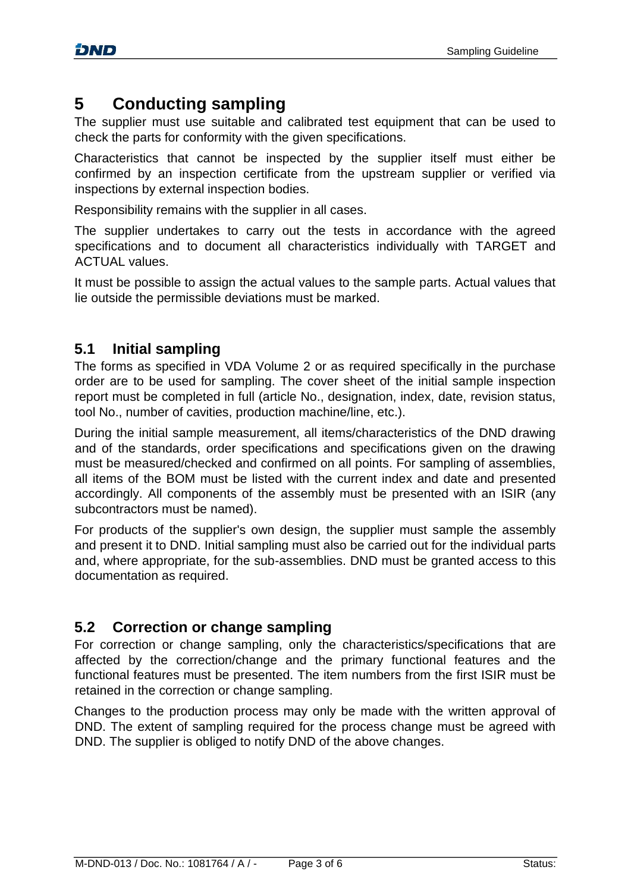# 5 Conducting sampling

The supplier must use suitable and calibrated test equipment that can be used to check the parts for conformity with the given specifications.

Characteristics that cannot be inspected by the supplier itself must either be confirmed by an inspection certificate from the upstream supplier or verified via inspections by external inspection bodies.

Responsibility remains with the supplier in all cases.

The supplier undertakes to carry out the tests in accordance with the agreed specifications and to document all characteristics individually with TARGET and ACTUAL values.

It must be possible to assign the actual values to the sample parts. Actual values that lie outside the permissible deviations must be marked.

## 5.1 Initial sampling

The forms as specified in VDA Volume 2 or as required specifically in the purchase order are to be used for sampling. The cover sheet of the initial sample inspection report must be completed in full (article No., designation, index, date, revision status, tool No., number of cavities, production machine/line, etc.).

During the initial sample measurement, all items/characteristics of the DND drawing and of the standards, order specifications and specifications given on the drawing must be measured/checked and confirmed on all points. For sampling of assemblies, all items of the BOM must be listed with the current index and date and presented accordingly. All components of the assembly must be presented with an ISIR (any subcontractors must be named).

For products of the supplier's own design, the supplier must sample the assembly and present it to DND. Initial sampling must also be carried out for the individual parts and, where appropriate, for the sub-assemblies. DND must be granted access to this documentation as required.

## 5.2 Correction or change sampling

For correction or change sampling, only the characteristics/specifications that are affected by the correction/change and the primary functional features and the functional features must be presented. The item numbers from the first ISIR must be retained in the correction or change sampling.

Changes to the production process may only be made with the written approval of DND. The extent of sampling required for the process change must be agreed with DND. The supplier is obliged to notify DND of the above changes.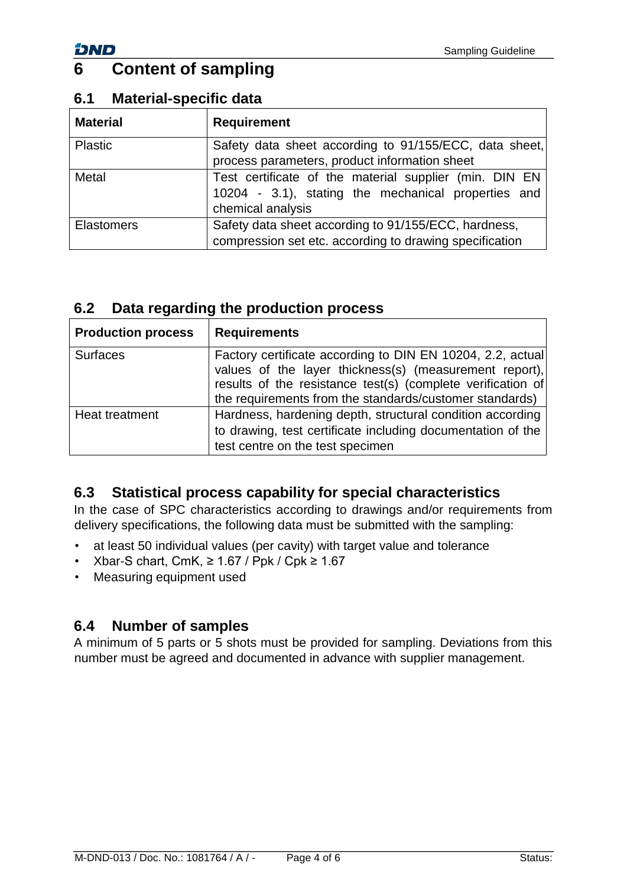# 6 Content of sampling

## 6.1 Material-specific data

| Material | Requirement |
| --- | --- |
| Plastic | Safety data sheet according to 91/155/ECC, data sheet, process parameters, product information sheet |
| Metal | Test certificate of the material supplier (min. DIN EN 10204 - 3.1), stating the mechanical properties and chemical analysis |
| Elastomers | Safety data sheet according to 91/155/ECC, hardness, compression set etc. according to drawing specification |

## 6.2 Data regarding the production process

| Production process | Requirements |
| --- | --- |
| Surfaces | Factory certificate according to DIN EN 10204, 2.2, actual values of the layer thickness(s) (measurement report), results of the resistance test(s) (complete verification of the requirements from the standards/customer standards) |
| Heat treatment | Hardness, hardening depth, structural condition according to drawing, test certificate including documentation of the test centre on the test specimen |

## 6.3 Statistical process capability for special characteristics

In the case of SPC characteristics according to drawings and/or requirements from delivery specifications, the following data must be submitted with the sampling:

- at least 50 individual values (per cavity) with target value and tolerance
- Xbar-S chart, CmK, ≥ 1.67 / Ppk / Cpk ≥ 1.67
- Measuring equipment used

## 6.4 Number of samples

A minimum of 5 parts or 5 shots must be provided for sampling. Deviations from this number must be agreed and documented in advance with supplier management.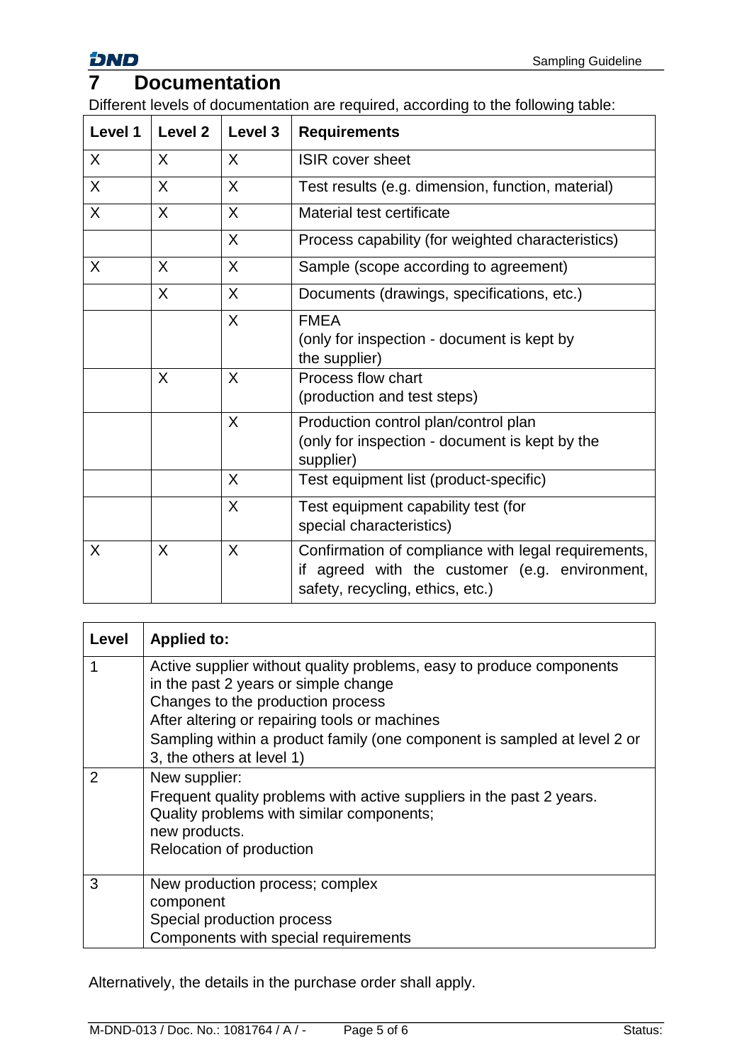# 7 Documentation

Different levels of documentation are required, according to the following table:

| Level 1 | Level 2 | Level 3 | Requirements |
|---|---|---|---|
| X | X | X | ISIR cover sheet |
| X | X | X | Test results (e.g. dimension, function, material) |
| X | X | X | Material test certificate |
| | | X | Process capability (for weighted characteristics) |
| X | X | X | Sample (scope according to agreement) |
| | X | X | Documents (drawings, specifications, etc.) |
| | | X | FMEA<br>(only for inspection - document is kept by the supplier) |
| | X | X | Process flow chart<br>(production and test steps) |
| | | X | Production control plan/control plan<br>(only for inspection - document is kept by the supplier) |
| | | X | Test equipment list (product-specific) |
| | | X | Test equipment capability test (for special characteristics) |
| X | X | X | Confirmation of compliance with legal requirements, if agreed with the customer (e.g. environment, safety, recycling, ethics, etc.) |

| Level | Applied to: |
|---|---|
| 1 | Active supplier without quality problems, easy to produce components in the past 2 years or simple change<br>Changes to the production process<br>After altering or repairing tools or machines<br>Sampling within a product family (one component is sampled at level 2 or 3, the others at level 1) |
| 2 | New supplier:<br>Frequent quality problems with active suppliers in the past 2 years.<br>Quality problems with similar components;<br>new products.<br>Relocation of production |
| 3 | New production process; complex component<br>Special production process<br>Components with special requirements |

Alternatively, the details in the purchase order shall apply.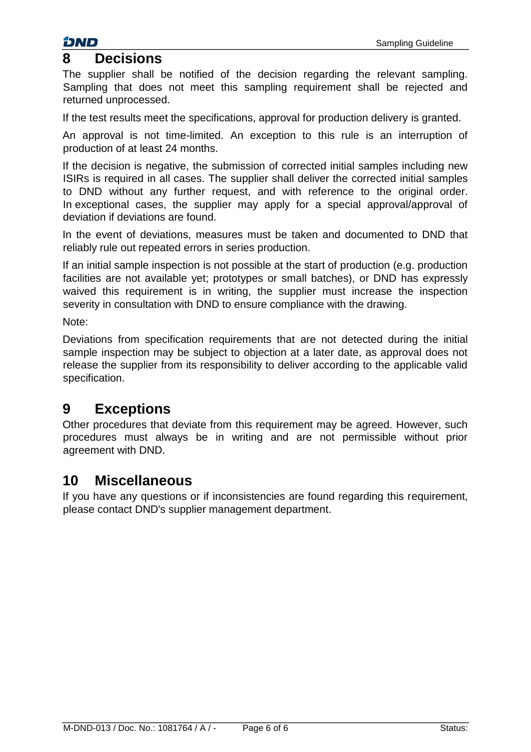# 8 Decisions

The supplier shall be notified of the decision regarding the relevant sampling. Sampling that does not meet this sampling requirement shall be rejected and returned unprocessed.

If the test results meet the specifications, approval for production delivery is granted.

An approval is not time-limited. An exception to this rule is an interruption of production of at least 24 months.

If the decision is negative, the submission of corrected initial samples including new ISIRs is required in all cases. The supplier shall deliver the corrected initial samples to DND without any further request, and with reference to the original order. In exceptional cases, the supplier may apply for a special approval/approval of deviation if deviations are found.

In the event of deviations, measures must be taken and documented to DND that reliably rule out repeated errors in series production.

If an initial sample inspection is not possible at the start of production (e.g. production facilities are not available yet; prototypes or small batches), or DND has expressly waived this requirement is in writing, the supplier must increase the inspection severity in consultation with DND to ensure compliance with the drawing.

Note:

Deviations from specification requirements that are not detected during the initial sample inspection may be subject to objection at a later date, as approval does not release the supplier from its responsibility to deliver according to the applicable valid specification.

# 9 Exceptions

Other procedures that deviate from this requirement may be agreed. However, such procedures must always be in writing and are not permissible without prior agreement with DND.

# 10 Miscellaneous

If you have any questions or if inconsistencies are found regarding this requirement, please contact DND's supplier management department.